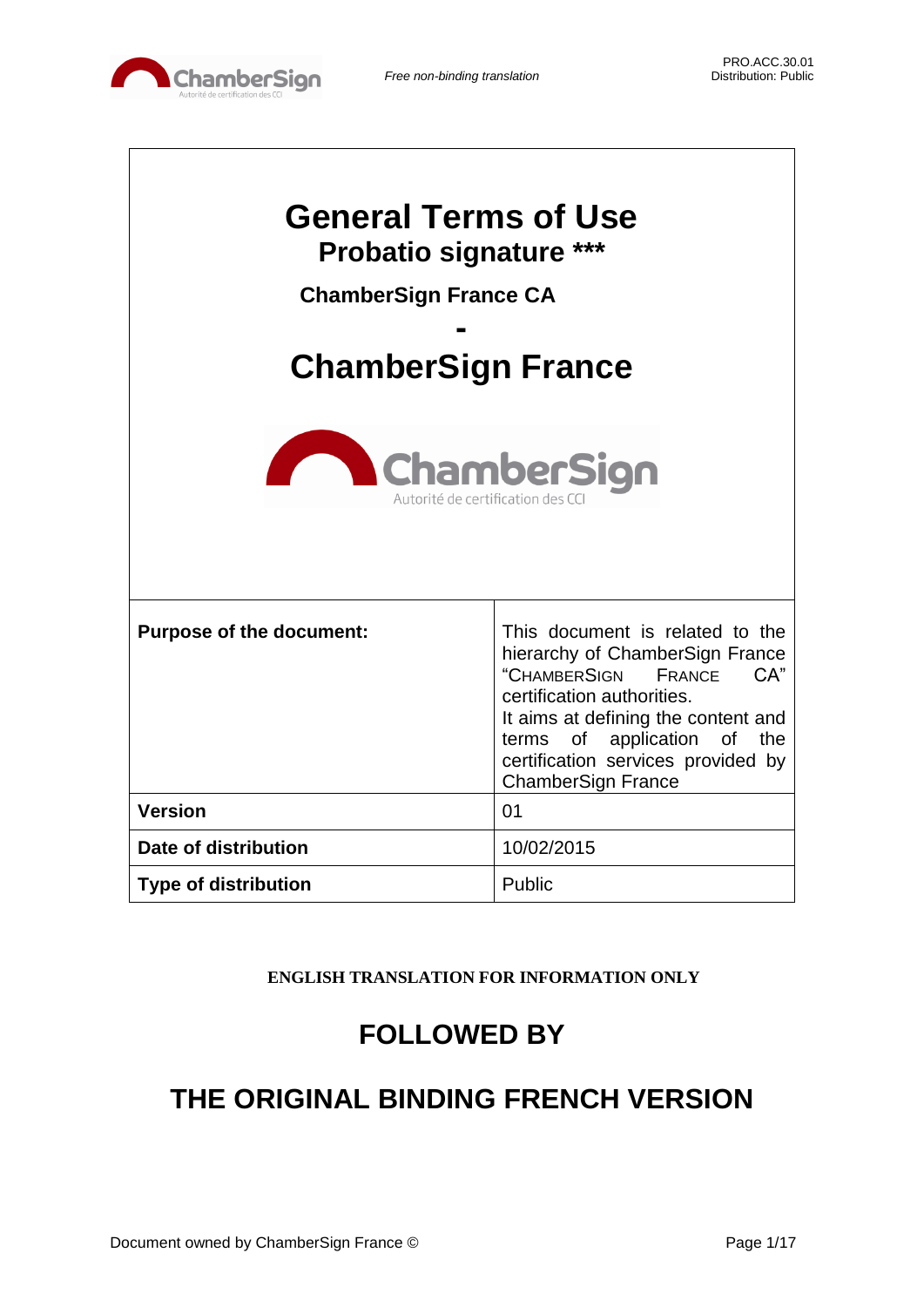# General Terms of Use

## Probatio signature ***

### ChamberSign France CA

-

# ChamberSign France

| | |
|---|---|
| **Purpose of the document:** | This document is related to the hierarchy of ChamberSign France "CHAMBERSIGN FRANCE CA" certification authorities. It aims at defining the content and terms of application of the certification services provided by ChamberSign France |
| **Version** | 01 |
| **Date of distribution** | 10/02/2015 |
| **Type of distribution** | Public |

**ENGLISH TRANSLATION FOR INFORMATION ONLY**

## FOLLOWED BY

## THE ORIGINAL BINDING FRENCH VERSION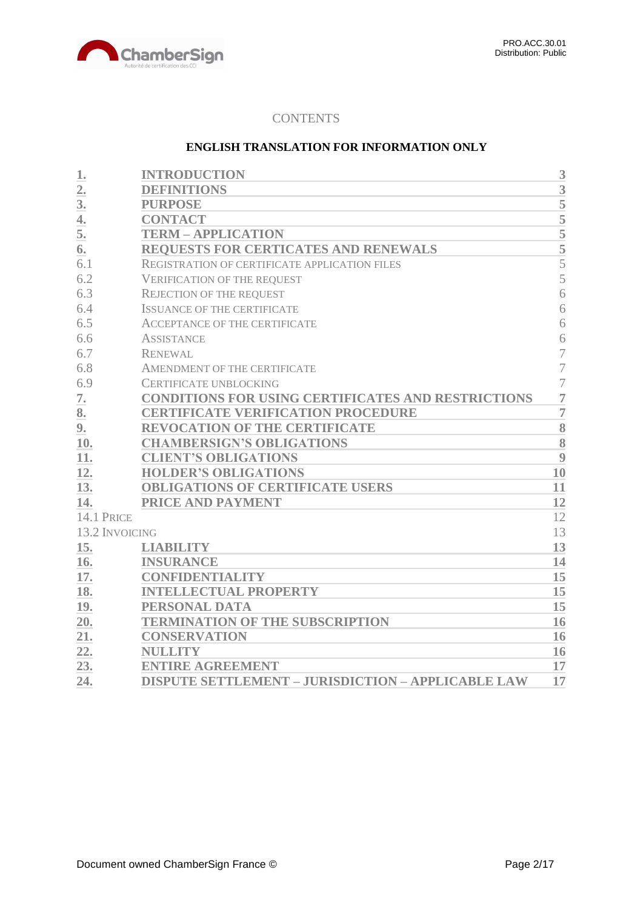CONTENTS

**ENGLISH TRANSLATION FOR INFORMATION ONLY**

| | | |
|---|---|---|
| 1. | INTRODUCTION | 3 |
| 2. | DEFINITIONS | 3 |
| 3. | PURPOSE | 5 |
| 4. | CONTACT | 5 |
| 5. | TERM – APPLICATION | 5 |
| 6. | REQUESTS FOR CERTICATES AND RENEWALS | 5 |
| 6.1 | REGISTRATION OF CERTIFICATE APPLICATION FILES | 5 |
| 6.2 | VERIFICATION OF THE REQUEST | 5 |
| 6.3 | REJECTION OF THE REQUEST | 6 |
| 6.4 | ISSUANCE OF THE CERTIFICATE | 6 |
| 6.5 | ACCEPTANCE OF THE CERTIFICATE | 6 |
| 6.6 | ASSISTANCE | 6 |
| 6.7 | RENEWAL | 7 |
| 6.8 | AMENDMENT OF THE CERTIFICATE | 7 |
| 6.9 | CERTIFICATE UNBLOCKING | 7 |
| 7. | CONDITIONS FOR USING CERTIFICATES AND RESTRICTIONS | 7 |
| 8. | CERTIFICATE VERIFICATION PROCEDURE | 7 |
| 9. | REVOCATION OF THE CERTIFICATE | 8 |
| 10. | CHAMBERSIGN'S OBLIGATIONS | 8 |
| 11. | CLIENT'S OBLIGATIONS | 9 |
| 12. | HOLDER'S OBLIGATIONS | 10 |
| 13. | OBLIGATIONS OF CERTIFICATE USERS | 11 |
| 14. | PRICE AND PAYMENT | 12 |
| 14.1 PRICE | | 12 |
| 13.2 INVOICING | | 13 |
| 15. | LIABILITY | 13 |
| 16. | INSURANCE | 14 |
| 17. | CONFIDENTIALITY | 15 |
| 18. | INTELLECTUAL PROPERTY | 15 |
| 19. | PERSONAL DATA | 15 |
| 20. | TERMINATION OF THE SUBSCRIPTION | 16 |
| 21. | CONSERVATION | 16 |
| 22. | NULLITY | 16 |
| 23. | ENTIRE AGREEMENT | 17 |
| 24. | DISPUTE SETTLEMENT – JURISDICTION – APPLICABLE LAW | 17 |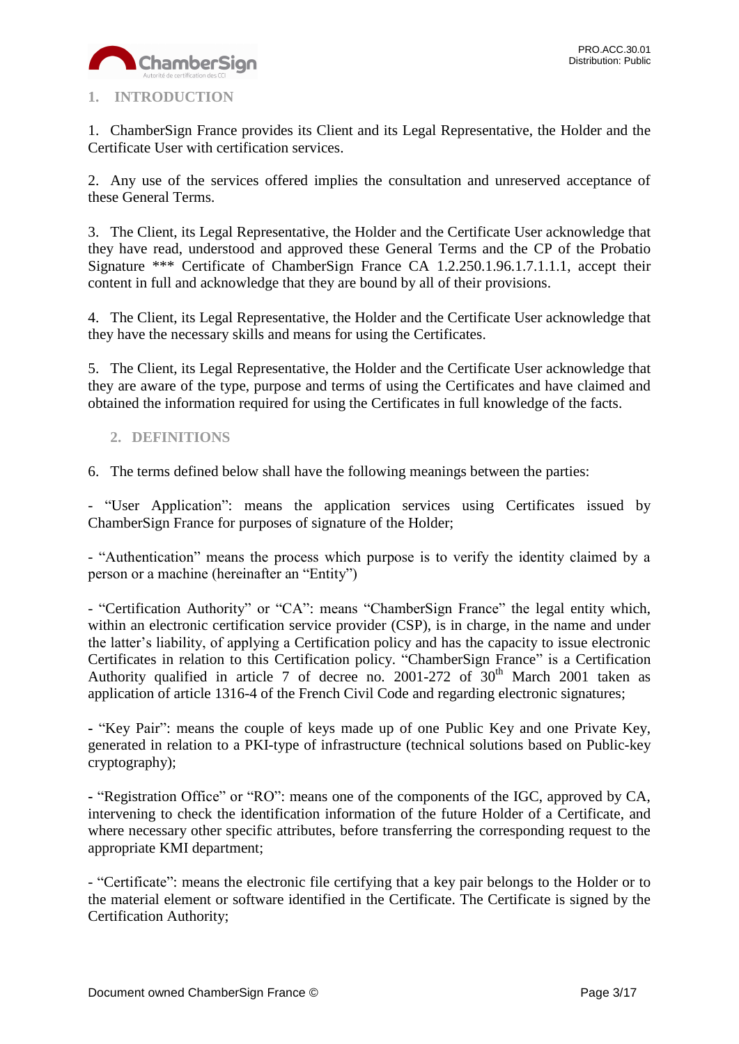## 1. INTRODUCTION

1. ChamberSign France provides its Client and its Legal Representative, the Holder and the Certificate User with certification services.

2. Any use of the services offered implies the consultation and unreserved acceptance of these General Terms.

3. The Client, its Legal Representative, the Holder and the Certificate User acknowledge that they have read, understood and approved these General Terms and the CP of the Probatio Signature *** Certificate of ChamberSign France CA 1.2.250.1.96.1.7.1.1.1, accept their content in full and acknowledge that they are bound by all of their provisions.

4. The Client, its Legal Representative, the Holder and the Certificate User acknowledge that they have the necessary skills and means for using the Certificates.

5. The Client, its Legal Representative, the Holder and the Certificate User acknowledge that they are aware of the type, purpose and terms of using the Certificates and have claimed and obtained the information required for using the Certificates in full knowledge of the facts.

## 2. DEFINITIONS

6. The terms defined below shall have the following meanings between the parties:

- "User Application": means the application services using Certificates issued by ChamberSign France for purposes of signature of the Holder;

- "Authentication" means the process which purpose is to verify the identity claimed by a person or a machine (hereinafter an "Entity")

- "Certification Authority" or "CA": means "ChamberSign France" the legal entity which, within an electronic certification service provider (CSP), is in charge, in the name and under the latter's liability, of applying a Certification policy and has the capacity to issue electronic Certificates in relation to this Certification policy. "ChamberSign France" is a Certification Authority qualified in article 7 of decree no. 2001-272 of 30th March 2001 taken as application of article 1316-4 of the French Civil Code and regarding electronic signatures;

- "Key Pair": means the couple of keys made up of one Public Key and one Private Key, generated in relation to a PKI-type of infrastructure (technical solutions based on Public-key cryptography);

- "Registration Office" or "RO": means one of the components of the IGC, approved by CA, intervening to check the identification information of the future Holder of a Certificate, and where necessary other specific attributes, before transferring the corresponding request to the appropriate KMI department;

- "Certificate": means the electronic file certifying that a key pair belongs to the Holder or to the material element or software identified in the Certificate. The Certificate is signed by the Certification Authority;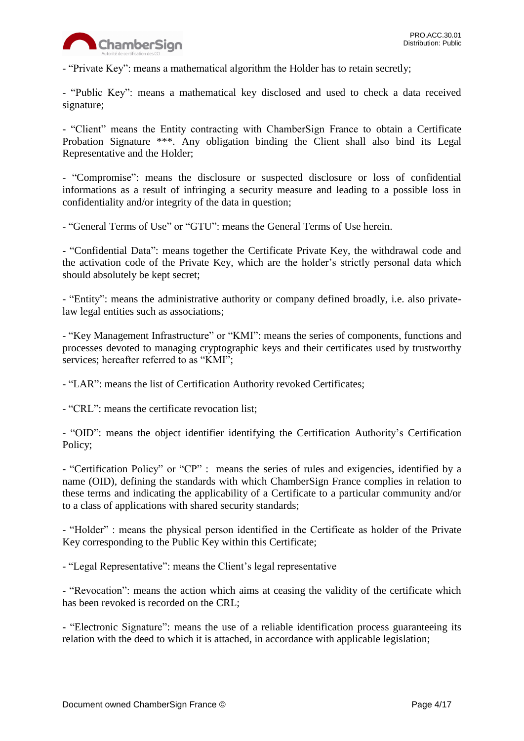- “Private Key”: means a mathematical algorithm the Holder has to retain secretly;

- “Public Key”: means a mathematical key disclosed and used to check a data received signature;

- “Client” means the Entity contracting with ChamberSign France to obtain a Certificate Probation Signature ***. Any obligation binding the Client shall also bind its Legal Representative and the Holder;

- “Compromise”: means the disclosure or suspected disclosure or loss of confidential informations as a result of infringing a security measure and leading to a possible loss in confidentiality and/or integrity of the data in question;

- “General Terms of Use” or “GTU”: means the General Terms of Use herein.

- “Confidential Data”: means together the Certificate Private Key, the withdrawal code and the activation code of the Private Key, which are the holder’s strictly personal data which should absolutely be kept secret;

- “Entity”: means the administrative authority or company defined broadly, i.e. also private-law legal entities such as associations;

- “Key Management Infrastructure” or “KMI”: means the series of components, functions and processes devoted to managing cryptographic keys and their certificates used by trustworthy services; hereafter referred to as “KMI”;

- “LAR”: means the list of Certification Authority revoked Certificates;

- “CRL”: means the certificate revocation list;

- “OID”: means the object identifier identifying the Certification Authority’s Certification Policy;

- “Certification Policy” or “CP” : means the series of rules and exigencies, identified by a name (OID), defining the standards with which ChamberSign France complies in relation to these terms and indicating the applicability of a Certificate to a particular community and/or to a class of applications with shared security standards;

- “Holder” : means the physical person identified in the Certificate as holder of the Private Key corresponding to the Public Key within this Certificate;

- “Legal Representative”: means the Client’s legal representative

- “Revocation”: means the action which aims at ceasing the validity of the certificate which has been revoked is recorded on the CRL;

- “Electronic Signature”: means the use of a reliable identification process guaranteeing its relation with the deed to which it is attached, in accordance with applicable legislation;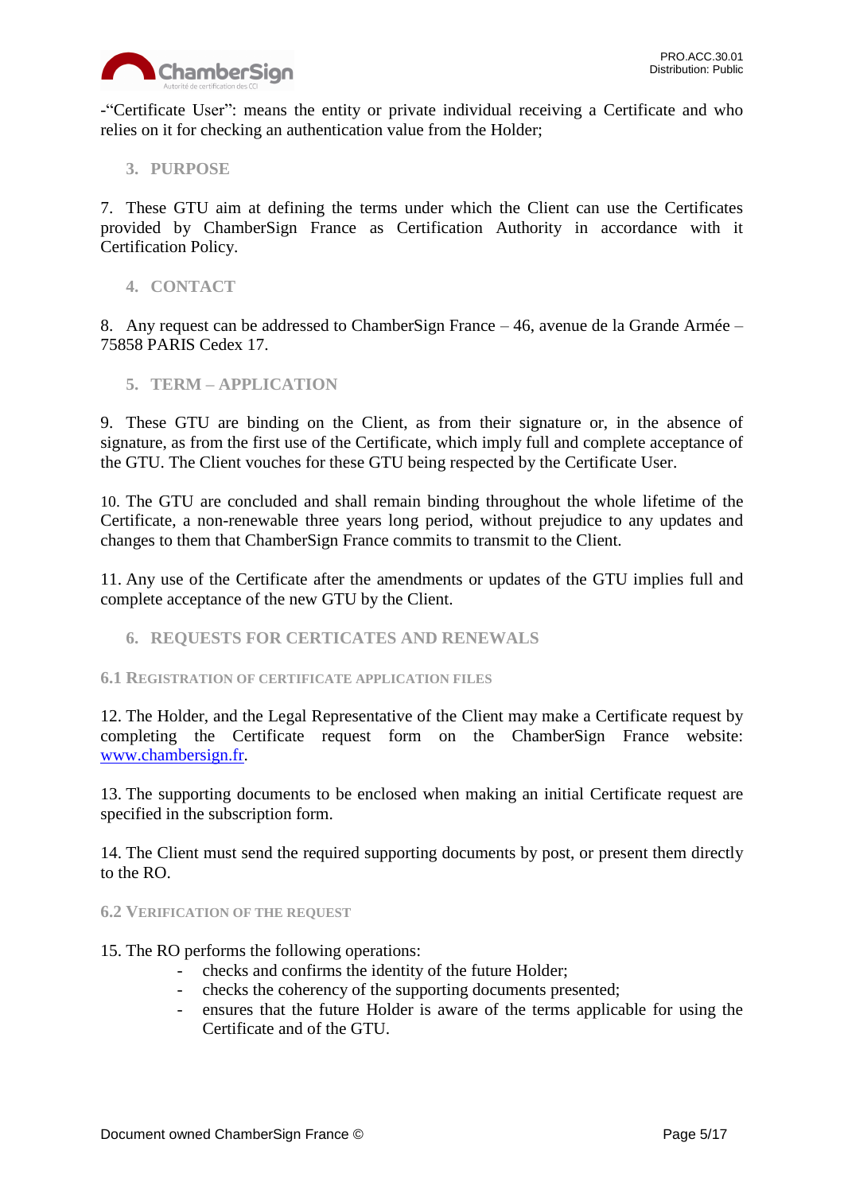-“Certificate User”: means the entity or private individual receiving a Certificate and who relies on it for checking an authentication value from the Holder;

## 3. PURPOSE

7. These GTU aim at defining the terms under which the Client can use the Certificates provided by ChamberSign France as Certification Authority in accordance with it Certification Policy.

## 4. CONTACT

8. Any request can be addressed to ChamberSign France – 46, avenue de la Grande Armée – 75858 PARIS Cedex 17.

## 5. TERM – APPLICATION

9. These GTU are binding on the Client, as from their signature or, in the absence of signature, as from the first use of the Certificate, which imply full and complete acceptance of the GTU. The Client vouches for these GTU being respected by the Certificate User.

10. The GTU are concluded and shall remain binding throughout the whole lifetime of the Certificate, a non-renewable three years long period, without prejudice to any updates and changes to them that ChamberSign France commits to transmit to the Client.

11. Any use of the Certificate after the amendments or updates of the GTU implies full and complete acceptance of the new GTU by the Client.

## 6. REQUESTS FOR CERTICATES AND RENEWALS

### 6.1 Registration of certificate application files

12. The Holder, and the Legal Representative of the Client may make a Certificate request by completing the Certificate request form on the ChamberSign France website: [www.chambersign.fr](http://www.chambersign.fr).

13. The supporting documents to be enclosed when making an initial Certificate request are specified in the subscription form.

14. The Client must send the required supporting documents by post, or present them directly to the RO.

### 6.2 Verification of the request

15. The RO performs the following operations:

- checks and confirms the identity of the future Holder;
- checks the coherency of the supporting documents presented;
- ensures that the future Holder is aware of the terms applicable for using the Certificate and of the GTU.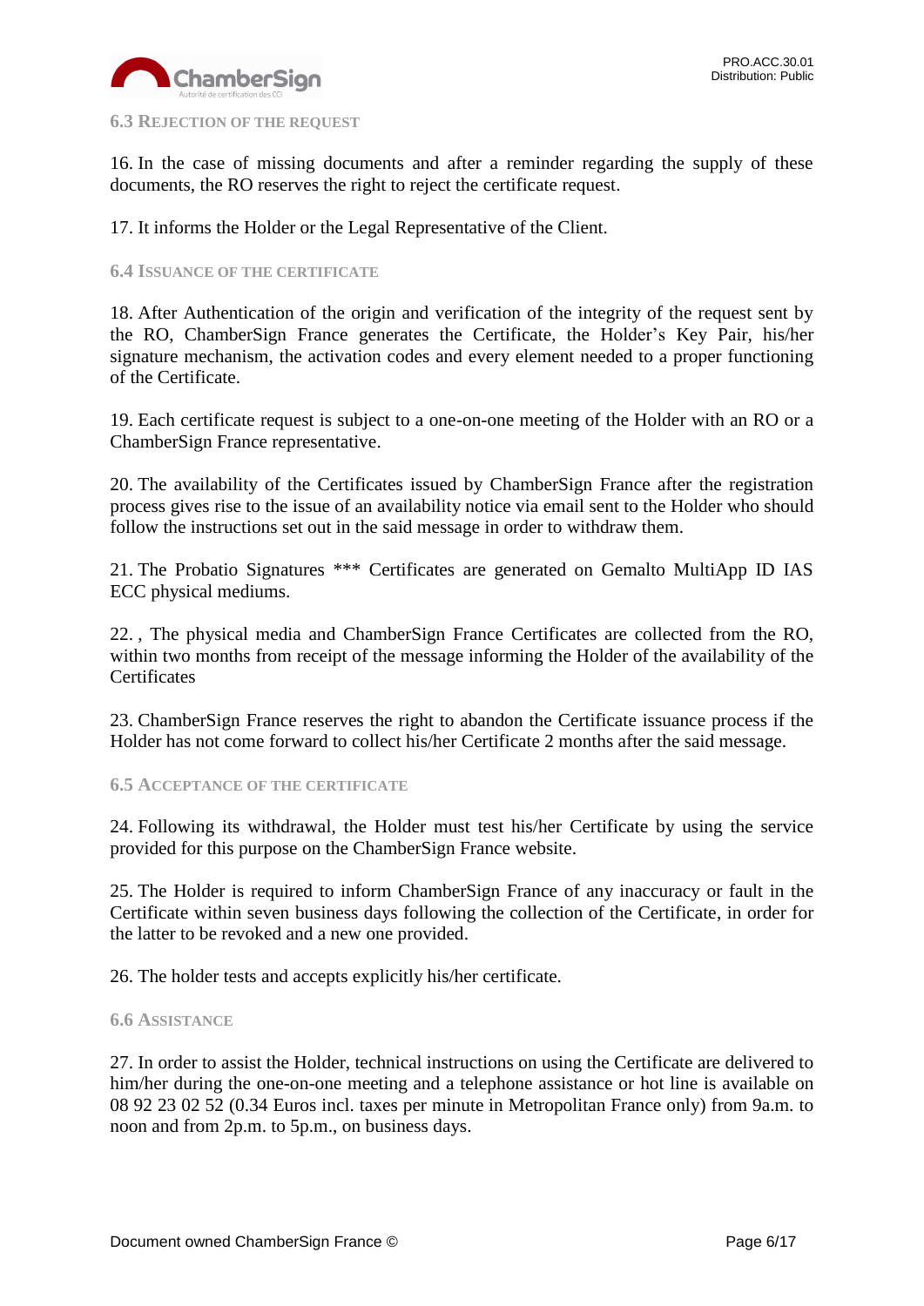### 6.3 Rejection of the request

16. In the case of missing documents and after a reminder regarding the supply of these documents, the RO reserves the right to reject the certificate request.

17. It informs the Holder or the Legal Representative of the Client.

### 6.4 Issuance of the certificate

18. After Authentication of the origin and verification of the integrity of the request sent by the RO, ChamberSign France generates the Certificate, the Holder's Key Pair, his/her signature mechanism, the activation codes and every element needed to a proper functioning of the Certificate.

19. Each certificate request is subject to a one-on-one meeting of the Holder with an RO or a ChamberSign France representative.

20. The availability of the Certificates issued by ChamberSign France after the registration process gives rise to the issue of an availability notice via email sent to the Holder who should follow the instructions set out in the said message in order to withdraw them.

21. The Probatio Signatures *** Certificates are generated on Gemalto MultiApp ID IAS ECC physical mediums.

22. , The physical media and ChamberSign France Certificates are collected from the RO, within two months from receipt of the message informing the Holder of the availability of the Certificates

23. ChamberSign France reserves the right to abandon the Certificate issuance process if the Holder has not come forward to collect his/her Certificate 2 months after the said message.

### 6.5 Acceptance of the certificate

24. Following its withdrawal, the Holder must test his/her Certificate by using the service provided for this purpose on the ChamberSign France website.

25. The Holder is required to inform ChamberSign France of any inaccuracy or fault in the Certificate within seven business days following the collection of the Certificate, in order for the latter to be revoked and a new one provided.

26. The holder tests and accepts explicitly his/her certificate.

### 6.6 Assistance

27. In order to assist the Holder, technical instructions on using the Certificate are delivered to him/her during the one-on-one meeting and a telephone assistance or hot line is available on 08 92 23 02 52 (0.34 Euros incl. taxes per minute in Metropolitan France only) from 9a.m. to noon and from 2p.m. to 5p.m., on business days.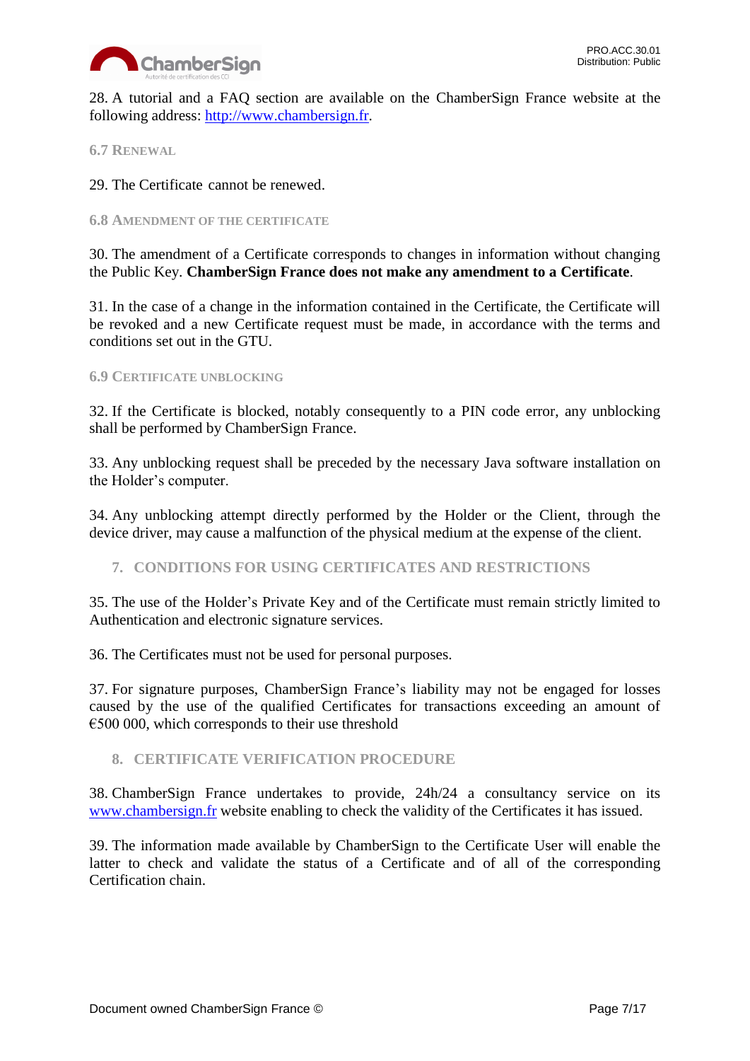28. A tutorial and a FAQ section are available on the ChamberSign France website at the following address: http://www.chambersign.fr.

### 6.7 Renewal

29. The Certificate cannot be renewed.

### 6.8 Amendment of the certificate

30. The amendment of a Certificate corresponds to changes in information without changing the Public Key. **ChamberSign France does not make any amendment to a Certificate**.

31. In the case of a change in the information contained in the Certificate, the Certificate will be revoked and a new Certificate request must be made, in accordance with the terms and conditions set out in the GTU.

### 6.9 Certificate unblocking

32. If the Certificate is blocked, notably consequently to a PIN code error, any unblocking shall be performed by ChamberSign France.

33. Any unblocking request shall be preceded by the necessary Java software installation on the Holder's computer.

34. Any unblocking attempt directly performed by the Holder or the Client, through the device driver, may cause a malfunction of the physical medium at the expense of the client.

## 7. CONDITIONS FOR USING CERTIFICATES AND RESTRICTIONS

35. The use of the Holder's Private Key and of the Certificate must remain strictly limited to Authentication and electronic signature services.

36. The Certificates must not be used for personal purposes.

37. For signature purposes, ChamberSign France's liability may not be engaged for losses caused by the use of the qualified Certificates for transactions exceeding an amount of €500 000, which corresponds to their use threshold

## 8. CERTIFICATE VERIFICATION PROCEDURE

38. ChamberSign France undertakes to provide, 24h/24 a consultancy service on its www.chambersign.fr website enabling to check the validity of the Certificates it has issued.

39. The information made available by ChamberSign to the Certificate User will enable the latter to check and validate the status of a Certificate and of all of the corresponding Certification chain.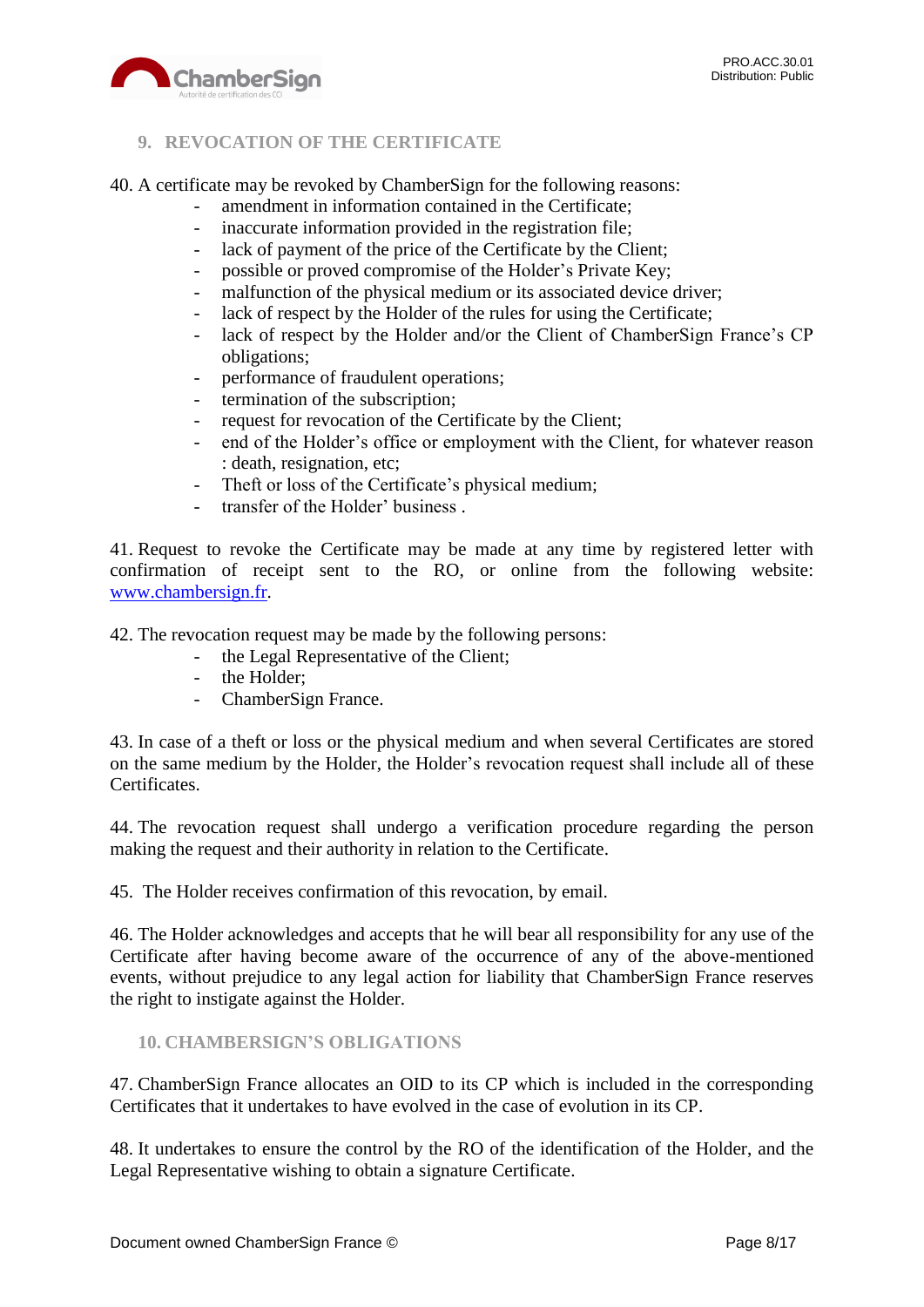## 9. REVOCATION OF THE CERTIFICATE

40. A certificate may be revoked by ChamberSign for the following reasons:

- amendment in information contained in the Certificate;
- inaccurate information provided in the registration file;
- lack of payment of the price of the Certificate by the Client;
- possible or proved compromise of the Holder's Private Key;
- malfunction of the physical medium or its associated device driver;
- lack of respect by the Holder of the rules for using the Certificate;
- lack of respect by the Holder and/or the Client of ChamberSign France's CP obligations;
- performance of fraudulent operations;
- termination of the subscription;
- request for revocation of the Certificate by the Client;
- end of the Holder's office or employment with the Client, for whatever reason : death, resignation, etc;
- Theft or loss of the Certificate's physical medium;
- transfer of the Holder' business .

41. Request to revoke the Certificate may be made at any time by registered letter with confirmation of receipt sent to the RO, or online from the following website: www.chambersign.fr.

42. The revocation request may be made by the following persons:

- the Legal Representative of the Client;
- the Holder;
- ChamberSign France.

43. In case of a theft or loss or the physical medium and when several Certificates are stored on the same medium by the Holder, the Holder's revocation request shall include all of these Certificates.

44. The revocation request shall undergo a verification procedure regarding the person making the request and their authority in relation to the Certificate.

45. The Holder receives confirmation of this revocation, by email.

46. The Holder acknowledges and accepts that he will bear all responsibility for any use of the Certificate after having become aware of the occurrence of any of the above-mentioned events, without prejudice to any legal action for liability that ChamberSign France reserves the right to instigate against the Holder.

## 10. CHAMBERSIGN'S OBLIGATIONS

47. ChamberSign France allocates an OID to its CP which is included in the corresponding Certificates that it undertakes to have evolved in the case of evolution in its CP.

48. It undertakes to ensure the control by the RO of the identification of the Holder, and the Legal Representative wishing to obtain a signature Certificate.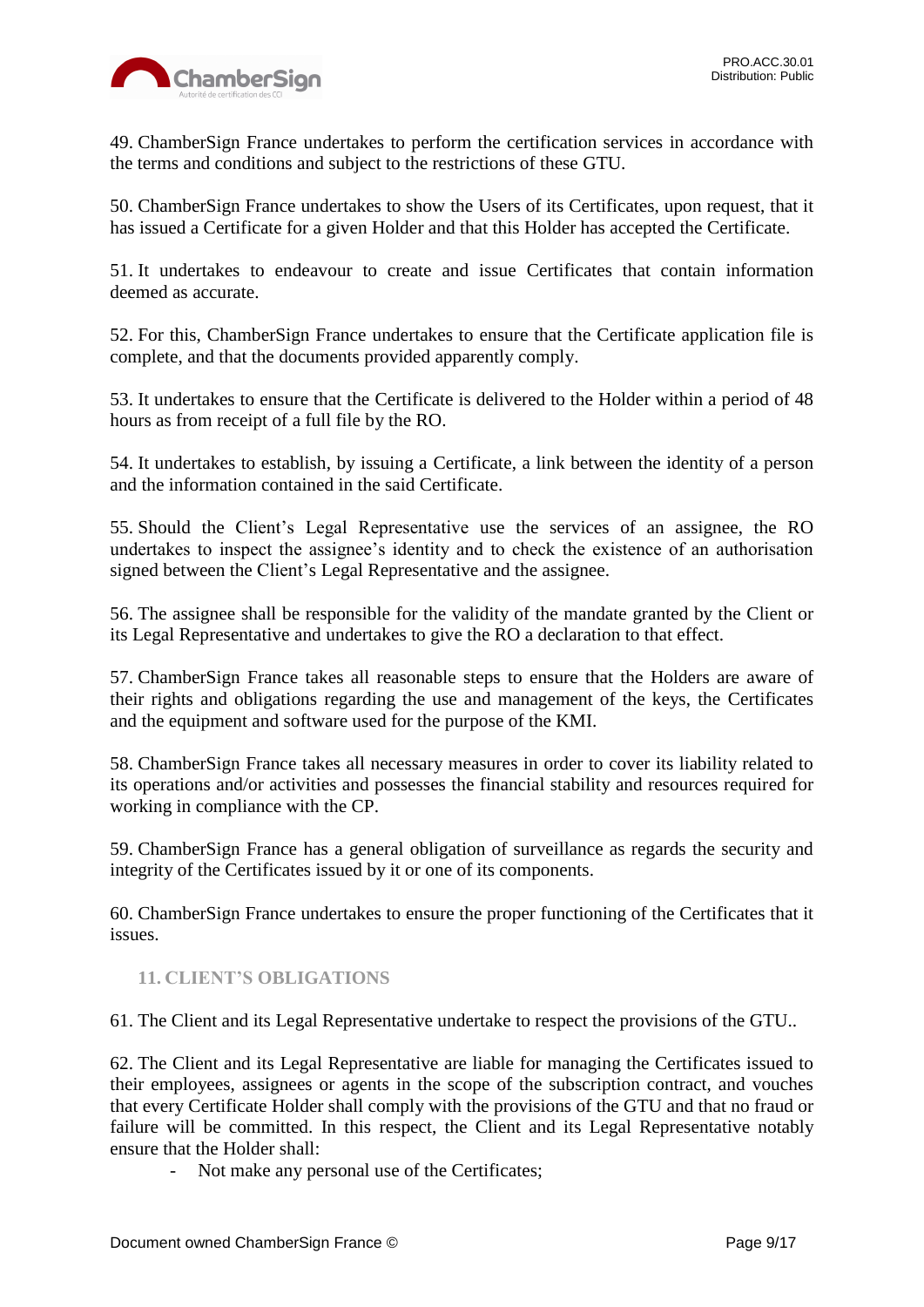49. ChamberSign France undertakes to perform the certification services in accordance with the terms and conditions and subject to the restrictions of these GTU.

50. ChamberSign France undertakes to show the Users of its Certificates, upon request, that it has issued a Certificate for a given Holder and that this Holder has accepted the Certificate.

51. It undertakes to endeavour to create and issue Certificates that contain information deemed as accurate.

52. For this, ChamberSign France undertakes to ensure that the Certificate application file is complete, and that the documents provided apparently comply.

53. It undertakes to ensure that the Certificate is delivered to the Holder within a period of 48 hours as from receipt of a full file by the RO.

54. It undertakes to establish, by issuing a Certificate, a link between the identity of a person and the information contained in the said Certificate.

55. Should the Client's Legal Representative use the services of an assignee, the RO undertakes to inspect the assignee's identity and to check the existence of an authorisation signed between the Client's Legal Representative and the assignee.

56. The assignee shall be responsible for the validity of the mandate granted by the Client or its Legal Representative and undertakes to give the RO a declaration to that effect.

57. ChamberSign France takes all reasonable steps to ensure that the Holders are aware of their rights and obligations regarding the use and management of the keys, the Certificates and the equipment and software used for the purpose of the KMI.

58. ChamberSign France takes all necessary measures in order to cover its liability related to its operations and/or activities and possesses the financial stability and resources required for working in compliance with the CP.

59. ChamberSign France has a general obligation of surveillance as regards the security and integrity of the Certificates issued by it or one of its components.

60. ChamberSign France undertakes to ensure the proper functioning of the Certificates that it issues.

## 11. CLIENT'S OBLIGATIONS

61. The Client and its Legal Representative undertake to respect the provisions of the GTU..

62. The Client and its Legal Representative are liable for managing the Certificates issued to their employees, assignees or agents in the scope of the subscription contract, and vouches that every Certificate Holder shall comply with the provisions of the GTU and that no fraud or failure will be committed. In this respect, the Client and its Legal Representative notably ensure that the Holder shall:

- Not make any personal use of the Certificates;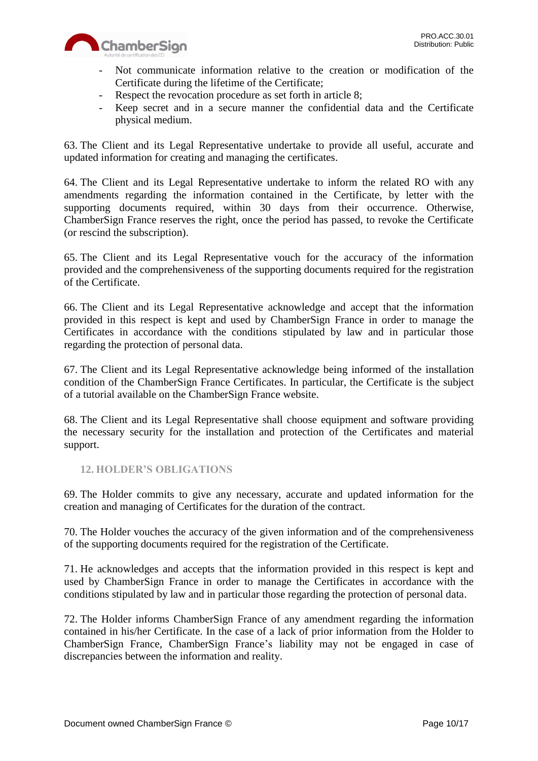- Not communicate information relative to the creation or modification of the Certificate during the lifetime of the Certificate;
- Respect the revocation procedure as set forth in article 8;
- Keep secret and in a secure manner the confidential data and the Certificate physical medium.

63. The Client and its Legal Representative undertake to provide all useful, accurate and updated information for creating and managing the certificates.

64. The Client and its Legal Representative undertake to inform the related RO with any amendments regarding the information contained in the Certificate, by letter with the supporting documents required, within 30 days from their occurrence. Otherwise, ChamberSign France reserves the right, once the period has passed, to revoke the Certificate (or rescind the subscription).

65. The Client and its Legal Representative vouch for the accuracy of the information provided and the comprehensiveness of the supporting documents required for the registration of the Certificate.

66. The Client and its Legal Representative acknowledge and accept that the information provided in this respect is kept and used by ChamberSign France in order to manage the Certificates in accordance with the conditions stipulated by law and in particular those regarding the protection of personal data.

67. The Client and its Legal Representative acknowledge being informed of the installation condition of the ChamberSign France Certificates. In particular, the Certificate is the subject of a tutorial available on the ChamberSign France website.

68. The Client and its Legal Representative shall choose equipment and software providing the necessary security for the installation and protection of the Certificates and material support.

## 12. HOLDER'S OBLIGATIONS

69. The Holder commits to give any necessary, accurate and updated information for the creation and managing of Certificates for the duration of the contract.

70. The Holder vouches the accuracy of the given information and of the comprehensiveness of the supporting documents required for the registration of the Certificate.

71. He acknowledges and accepts that the information provided in this respect is kept and used by ChamberSign France in order to manage the Certificates in accordance with the conditions stipulated by law and in particular those regarding the protection of personal data.

72. The Holder informs ChamberSign France of any amendment regarding the information contained in his/her Certificate. In the case of a lack of prior information from the Holder to ChamberSign France, ChamberSign France's liability may not be engaged in case of discrepancies between the information and reality.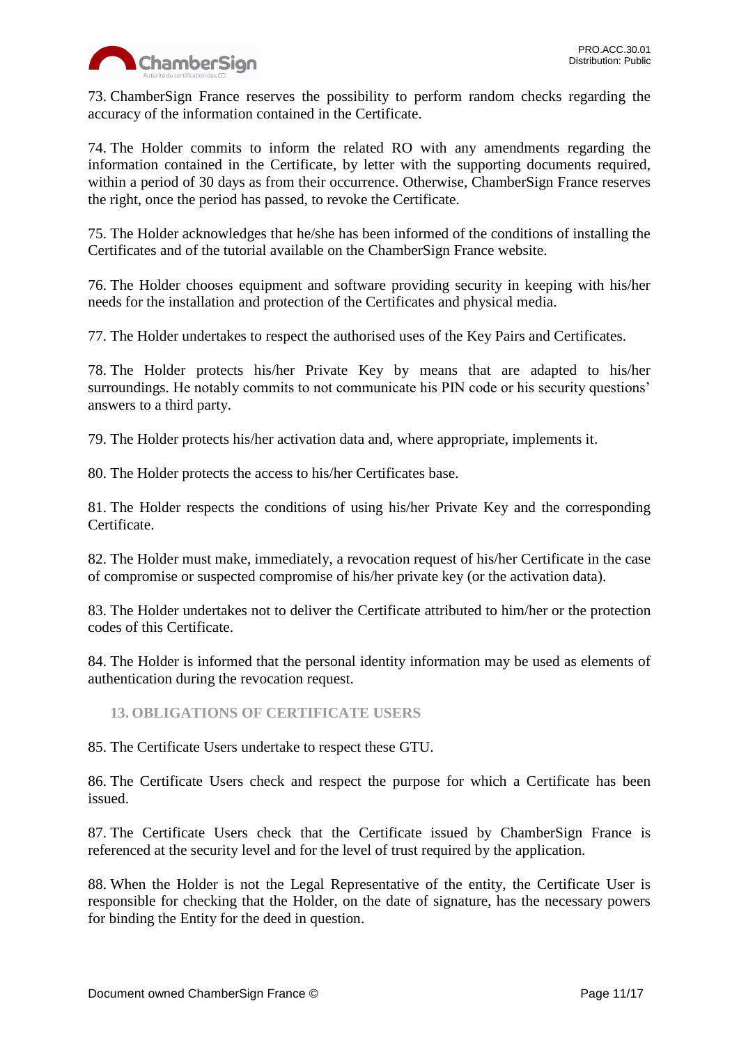73. ChamberSign France reserves the possibility to perform random checks regarding the accuracy of the information contained in the Certificate.

74. The Holder commits to inform the related RO with any amendments regarding the information contained in the Certificate, by letter with the supporting documents required, within a period of 30 days as from their occurrence. Otherwise, ChamberSign France reserves the right, once the period has passed, to revoke the Certificate.

75. The Holder acknowledges that he/she has been informed of the conditions of installing the Certificates and of the tutorial available on the ChamberSign France website.

76. The Holder chooses equipment and software providing security in keeping with his/her needs for the installation and protection of the Certificates and physical media.

77. The Holder undertakes to respect the authorised uses of the Key Pairs and Certificates.

78. The Holder protects his/her Private Key by means that are adapted to his/her surroundings. He notably commits to not communicate his PIN code or his security questions' answers to a third party.

79. The Holder protects his/her activation data and, where appropriate, implements it.

80. The Holder protects the access to his/her Certificates base.

81. The Holder respects the conditions of using his/her Private Key and the corresponding Certificate.

82. The Holder must make, immediately, a revocation request of his/her Certificate in the case of compromise or suspected compromise of his/her private key (or the activation data).

83. The Holder undertakes not to deliver the Certificate attributed to him/her or the protection codes of this Certificate.

84. The Holder is informed that the personal identity information may be used as elements of authentication during the revocation request.

## 13. OBLIGATIONS OF CERTIFICATE USERS

85. The Certificate Users undertake to respect these GTU.

86. The Certificate Users check and respect the purpose for which a Certificate has been issued.

87. The Certificate Users check that the Certificate issued by ChamberSign France is referenced at the security level and for the level of trust required by the application.

88. When the Holder is not the Legal Representative of the entity, the Certificate User is responsible for checking that the Holder, on the date of signature, has the necessary powers for binding the Entity for the deed in question.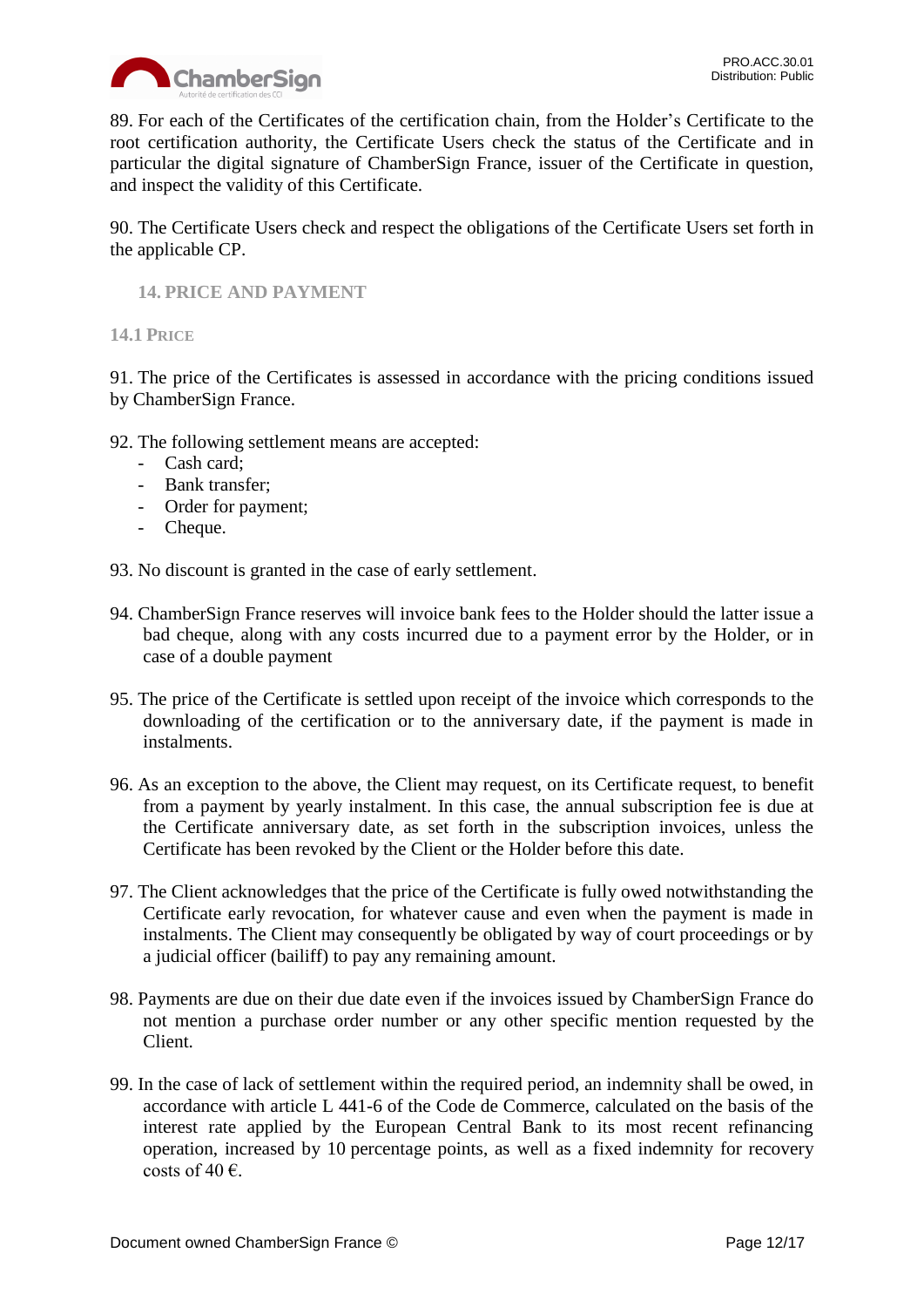89. For each of the Certificates of the certification chain, from the Holder's Certificate to the root certification authority, the Certificate Users check the status of the Certificate and in particular the digital signature of ChamberSign France, issuer of the Certificate in question, and inspect the validity of this Certificate.

90. The Certificate Users check and respect the obligations of the Certificate Users set forth in the applicable CP.

## 14. PRICE AND PAYMENT

### 14.1 PRICE

91. The price of the Certificates is assessed in accordance with the pricing conditions issued by ChamberSign France.

92. The following settlement means are accepted:
- Cash card;
- Bank transfer;
- Order for payment;
- Cheque.

93. No discount is granted in the case of early settlement.

94. ChamberSign France reserves will invoice bank fees to the Holder should the latter issue a bad cheque, along with any costs incurred due to a payment error by the Holder, or in case of a double payment

95. The price of the Certificate is settled upon receipt of the invoice which corresponds to the downloading of the certification or to the anniversary date, if the payment is made in instalments.

96. As an exception to the above, the Client may request, on its Certificate request, to benefit from a payment by yearly instalment. In this case, the annual subscription fee is due at the Certificate anniversary date, as set forth in the subscription invoices, unless the Certificate has been revoked by the Client or the Holder before this date.

97. The Client acknowledges that the price of the Certificate is fully owed notwithstanding the Certificate early revocation, for whatever cause and even when the payment is made in instalments. The Client may consequently be obligated by way of court proceedings or by a judicial officer (bailiff) to pay any remaining amount.

98. Payments are due on their due date even if the invoices issued by ChamberSign France do not mention a purchase order number or any other specific mention requested by the Client.

99. In the case of lack of settlement within the required period, an indemnity shall be owed, in accordance with article L 441-6 of the Code de Commerce, calculated on the basis of the interest rate applied by the European Central Bank to its most recent refinancing operation, increased by 10 percentage points, as well as a fixed indemnity for recovery costs of 40 €.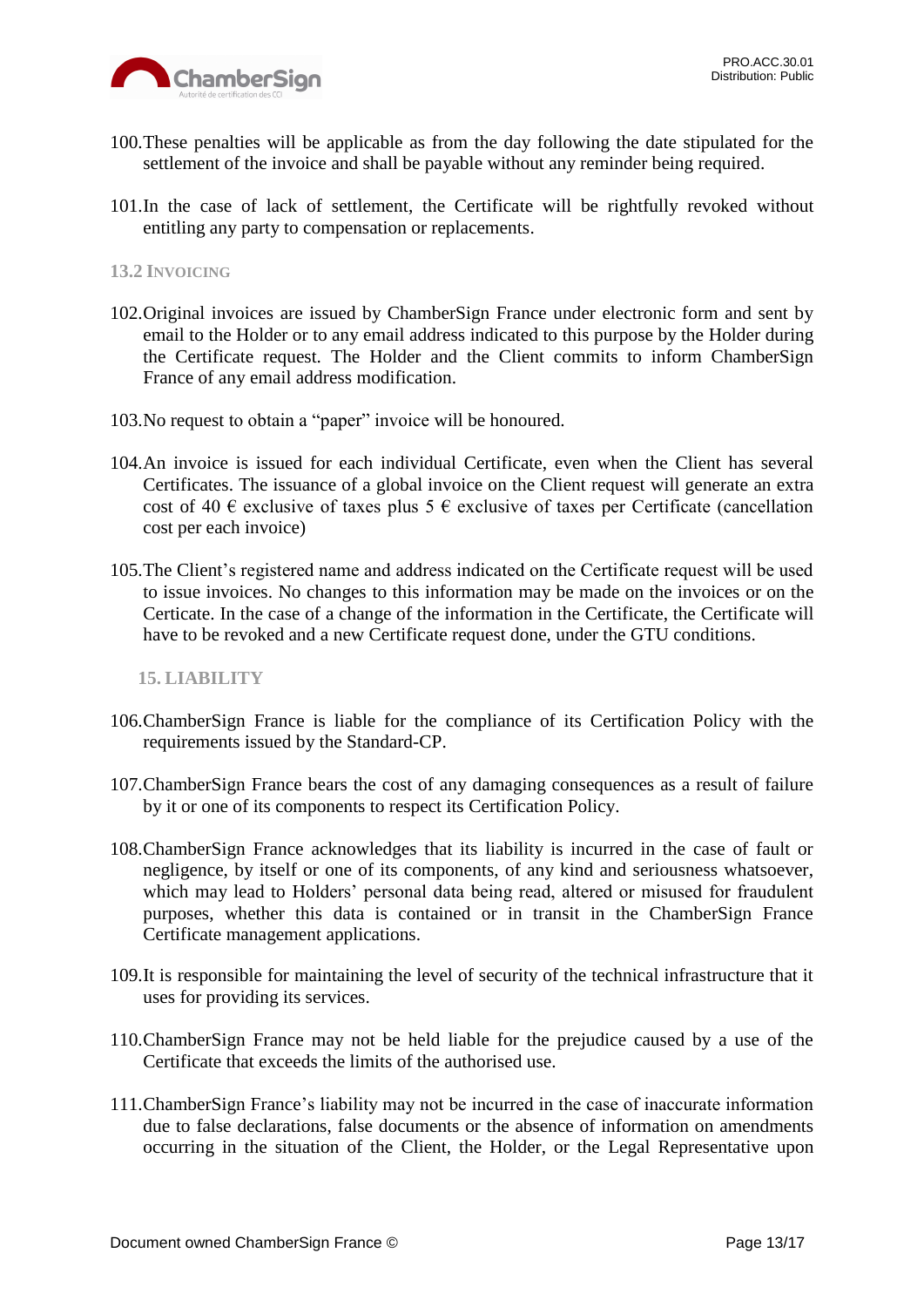100. These penalties will be applicable as from the day following the date stipulated for the settlement of the invoice and shall be payable without any reminder being required.

101. In the case of lack of settlement, the Certificate will be rightfully revoked without entitling any party to compensation or replacements.

### 13.2 Invoicing

102. Original invoices are issued by ChamberSign France under electronic form and sent by email to the Holder or to any email address indicated to this purpose by the Holder during the Certificate request. The Holder and the Client commits to inform ChamberSign France of any email address modification.

103. No request to obtain a "paper" invoice will be honoured.

104. An invoice is issued for each individual Certificate, even when the Client has several Certificates. The issuance of a global invoice on the Client request will generate an extra cost of 40 € exclusive of taxes plus 5 € exclusive of taxes per Certificate (cancellation cost per each invoice)

105. The Client's registered name and address indicated on the Certificate request will be used to issue invoices. No changes to this information may be made on the invoices or on the Certicate. In the case of a change of the information in the Certificate, the Certificate will have to be revoked and a new Certificate request done, under the GTU conditions.

## 15. LIABILITY

106. ChamberSign France is liable for the compliance of its Certification Policy with the requirements issued by the Standard-CP.

107. ChamberSign France bears the cost of any damaging consequences as a result of failure by it or one of its components to respect its Certification Policy.

108. ChamberSign France acknowledges that its liability is incurred in the case of fault or negligence, by itself or one of its components, of any kind and seriousness whatsoever, which may lead to Holders' personal data being read, altered or misused for fraudulent purposes, whether this data is contained or in transit in the ChamberSign France Certificate management applications.

109. It is responsible for maintaining the level of security of the technical infrastructure that it uses for providing its services.

110. ChamberSign France may not be held liable for the prejudice caused by a use of the Certificate that exceeds the limits of the authorised use.

111. ChamberSign France's liability may not be incurred in the case of inaccurate information due to false declarations, false documents or the absence of information on amendments occurring in the situation of the Client, the Holder, or the Legal Representative upon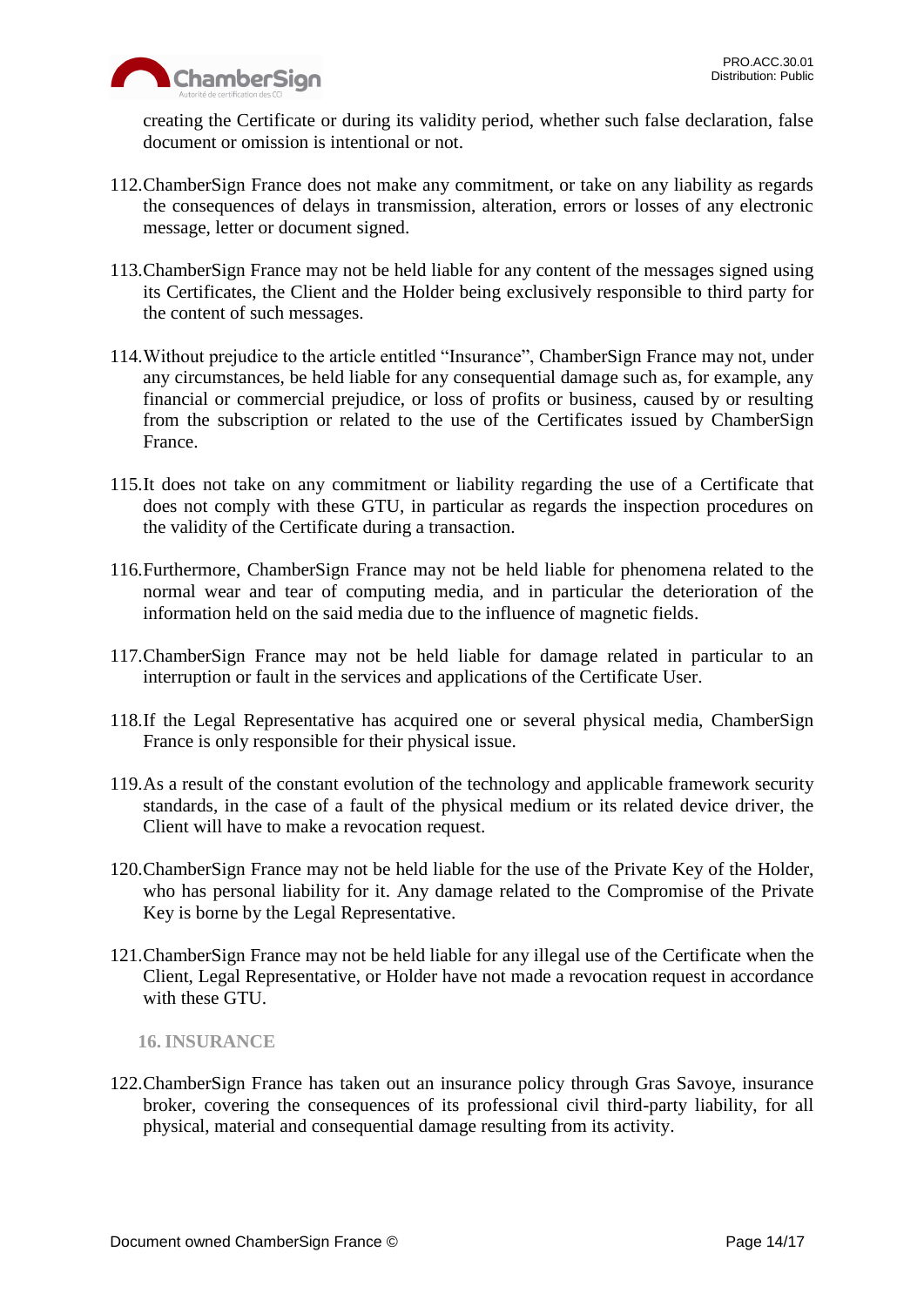creating the Certificate or during its validity period, whether such false declaration, false document or omission is intentional or not.

112. ChamberSign France does not make any commitment, or take on any liability as regards the consequences of delays in transmission, alteration, errors or losses of any electronic message, letter or document signed.

113. ChamberSign France may not be held liable for any content of the messages signed using its Certificates, the Client and the Holder being exclusively responsible to third party for the content of such messages.

114. Without prejudice to the article entitled "Insurance", ChamberSign France may not, under any circumstances, be held liable for any consequential damage such as, for example, any financial or commercial prejudice, or loss of profits or business, caused by or resulting from the subscription or related to the use of the Certificates issued by ChamberSign France.

115. It does not take on any commitment or liability regarding the use of a Certificate that does not comply with these GTU, in particular as regards the inspection procedures on the validity of the Certificate during a transaction.

116. Furthermore, ChamberSign France may not be held liable for phenomena related to the normal wear and tear of computing media, and in particular the deterioration of the information held on the said media due to the influence of magnetic fields.

117. ChamberSign France may not be held liable for damage related in particular to an interruption or fault in the services and applications of the Certificate User.

118. If the Legal Representative has acquired one or several physical media, ChamberSign France is only responsible for their physical issue.

119. As a result of the constant evolution of the technology and applicable framework security standards, in the case of a fault of the physical medium or its related device driver, the Client will have to make a revocation request.

120. ChamberSign France may not be held liable for the use of the Private Key of the Holder, who has personal liability for it. Any damage related to the Compromise of the Private Key is borne by the Legal Representative.

121. ChamberSign France may not be held liable for any illegal use of the Certificate when the Client, Legal Representative, or Holder have not made a revocation request in accordance with these GTU.

## 16. INSURANCE

122. ChamberSign France has taken out an insurance policy through Gras Savoye, insurance broker, covering the consequences of its professional civil third-party liability, for all physical, material and consequential damage resulting from its activity.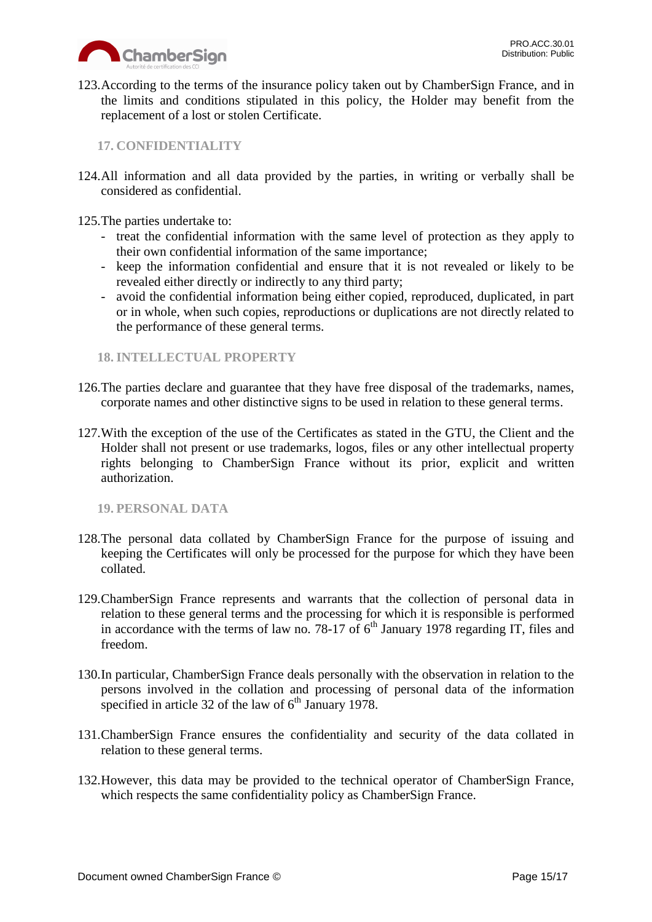123.According to the terms of the insurance policy taken out by ChamberSign France, and in the limits and conditions stipulated in this policy, the Holder may benefit from the replacement of a lost or stolen Certificate.

## 17. CONFIDENTIALITY

124.All information and all data provided by the parties, in writing or verbally shall be considered as confidential.

125.The parties undertake to:

- treat the confidential information with the same level of protection as they apply to their own confidential information of the same importance;
- keep the information confidential and ensure that it is not revealed or likely to be revealed either directly or indirectly to any third party;
- avoid the confidential information being either copied, reproduced, duplicated, in part or in whole, when such copies, reproductions or duplications are not directly related to the performance of these general terms.

## 18. INTELLECTUAL PROPERTY

126.The parties declare and guarantee that they have free disposal of the trademarks, names, corporate names and other distinctive signs to be used in relation to these general terms.

127.With the exception of the use of the Certificates as stated in the GTU, the Client and the Holder shall not present or use trademarks, logos, files or any other intellectual property rights belonging to ChamberSign France without its prior, explicit and written authorization.

## 19. PERSONAL DATA

128.The personal data collated by ChamberSign France for the purpose of issuing and keeping the Certificates will only be processed for the purpose for which they have been collated.

129.ChamberSign France represents and warrants that the collection of personal data in relation to these general terms and the processing for which it is responsible is performed in accordance with the terms of law no. 78-17 of 6th January 1978 regarding IT, files and freedom.

130.In particular, ChamberSign France deals personally with the observation in relation to the persons involved in the collation and processing of personal data of the information specified in article 32 of the law of 6th January 1978.

131.ChamberSign France ensures the confidentiality and security of the data collated in relation to these general terms.

132.However, this data may be provided to the technical operator of ChamberSign France, which respects the same confidentiality policy as ChamberSign France.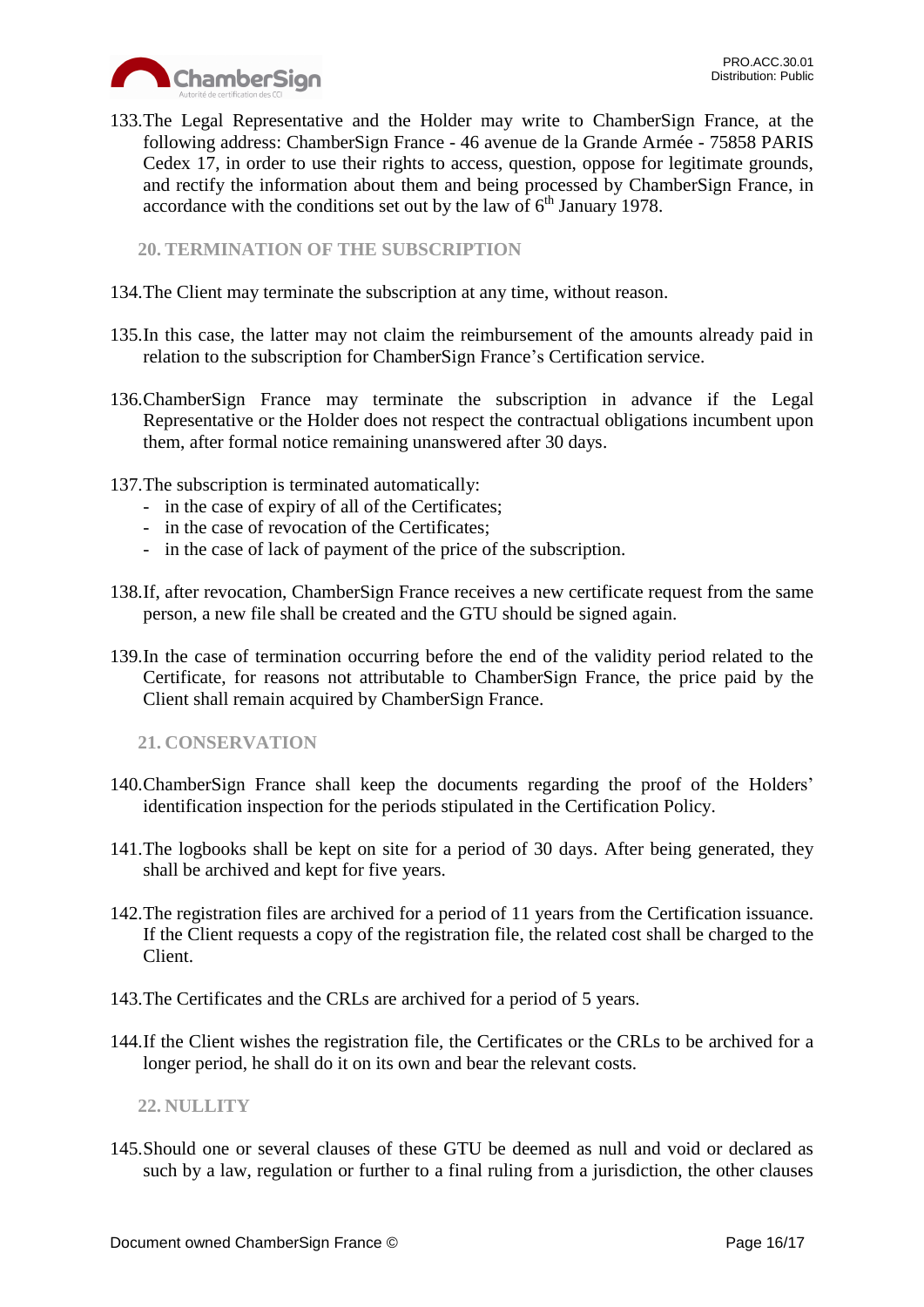133. The Legal Representative and the Holder may write to ChamberSign France, at the following address: ChamberSign France - 46 avenue de la Grande Armée - 75858 PARIS Cedex 17, in order to use their rights to access, question, oppose for legitimate grounds, and rectify the information about them and being processed by ChamberSign France, in accordance with the conditions set out by the law of 6th January 1978.

## 20. TERMINATION OF THE SUBSCRIPTION

134. The Client may terminate the subscription at any time, without reason.

135. In this case, the latter may not claim the reimbursement of the amounts already paid in relation to the subscription for ChamberSign France's Certification service.

136. ChamberSign France may terminate the subscription in advance if the Legal Representative or the Holder does not respect the contractual obligations incumbent upon them, after formal notice remaining unanswered after 30 days.

137. The subscription is terminated automatically:
- in the case of expiry of all of the Certificates;
- in the case of revocation of the Certificates;
- in the case of lack of payment of the price of the subscription.

138. If, after revocation, ChamberSign France receives a new certificate request from the same person, a new file shall be created and the GTU should be signed again.

139. In the case of termination occurring before the end of the validity period related to the Certificate, for reasons not attributable to ChamberSign France, the price paid by the Client shall remain acquired by ChamberSign France.

## 21. CONSERVATION

140. ChamberSign France shall keep the documents regarding the proof of the Holders' identification inspection for the periods stipulated in the Certification Policy.

141. The logbooks shall be kept on site for a period of 30 days. After being generated, they shall be archived and kept for five years.

142. The registration files are archived for a period of 11 years from the Certification issuance. If the Client requests a copy of the registration file, the related cost shall be charged to the Client.

143. The Certificates and the CRLs are archived for a period of 5 years.

144. If the Client wishes the registration file, the Certificates or the CRLs to be archived for a longer period, he shall do it on its own and bear the relevant costs.

## 22. NULLITY

145. Should one or several clauses of these GTU be deemed as null and void or declared as such by a law, regulation or further to a final ruling from a jurisdiction, the other clauses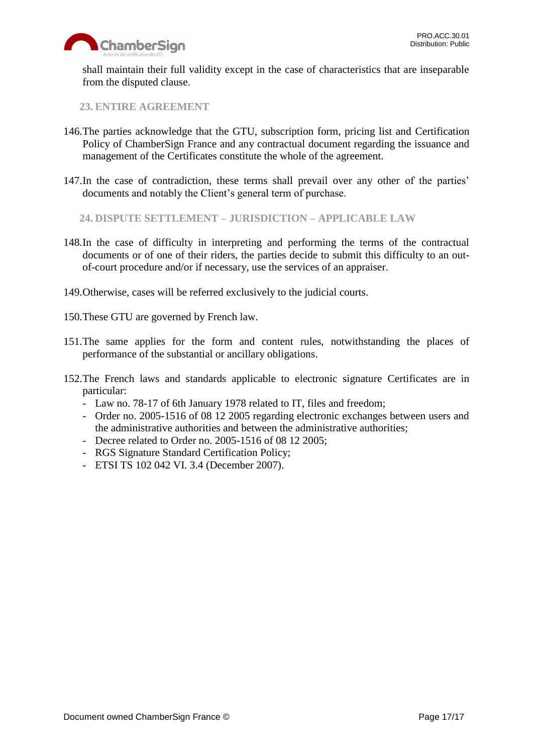shall maintain their full validity except in the case of characteristics that are inseparable from the disputed clause.

## 23. ENTIRE AGREEMENT

146. The parties acknowledge that the GTU, subscription form, pricing list and Certification Policy of ChamberSign France and any contractual document regarding the issuance and management of the Certificates constitute the whole of the agreement.

147. In the case of contradiction, these terms shall prevail over any other of the parties' documents and notably the Client's general term of purchase.

## 24. DISPUTE SETTLEMENT – JURISDICTION – APPLICABLE LAW

148. In the case of difficulty in interpreting and performing the terms of the contractual documents or of one of their riders, the parties decide to submit this difficulty to an out-of-court procedure and/or if necessary, use the services of an appraiser.

149. Otherwise, cases will be referred exclusively to the judicial courts.

150. These GTU are governed by French law.

151. The same applies for the form and content rules, notwithstanding the places of performance of the substantial or ancillary obligations.

152. The French laws and standards applicable to electronic signature Certificates are in particular:
- Law no. 78-17 of 6th January 1978 related to IT, files and freedom;
- Order no. 2005-1516 of 08 12 2005 regarding electronic exchanges between users and the administrative authorities and between the administrative authorities;
- Decree related to Order no. 2005-1516 of 08 12 2005;
- RGS Signature Standard Certification Policy;
- ETSI TS 102 042 VI. 3.4 (December 2007).